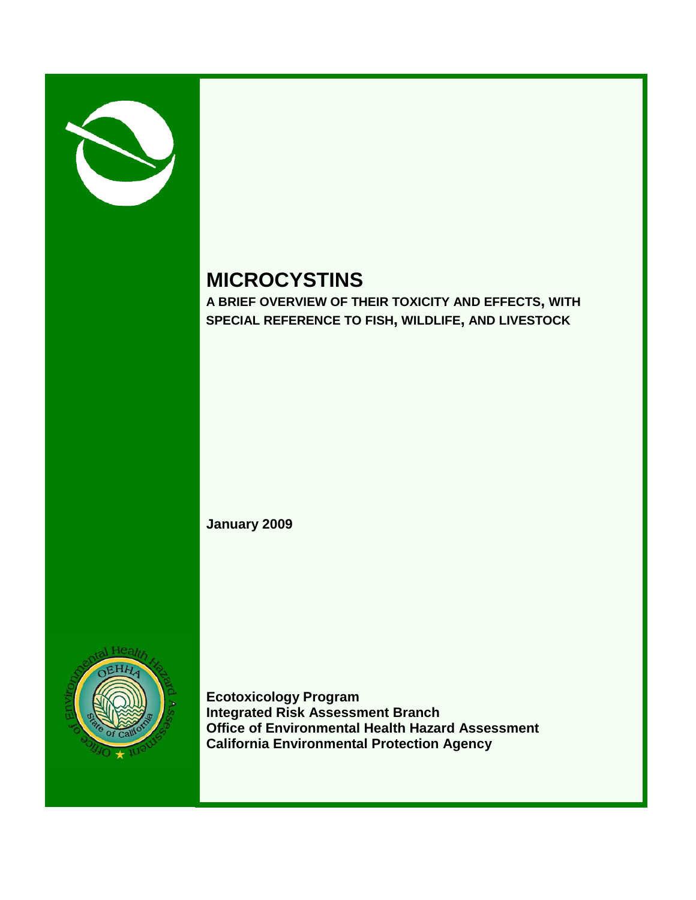# MICROCYSTINS

**A BRIEF OVERVIEW OF THEIR TOXICITY AND EFFECTS, WITH SPECIAL REFERENCE TO FISH, WILDLIFE, AND LIVESTOCK**

**January 2009**

**Ecotoxicology Program**
**Integrated Risk Assessment Branch**
**Office of Environmental Health Hazard Assessment**
**California Environmental Protection Agency**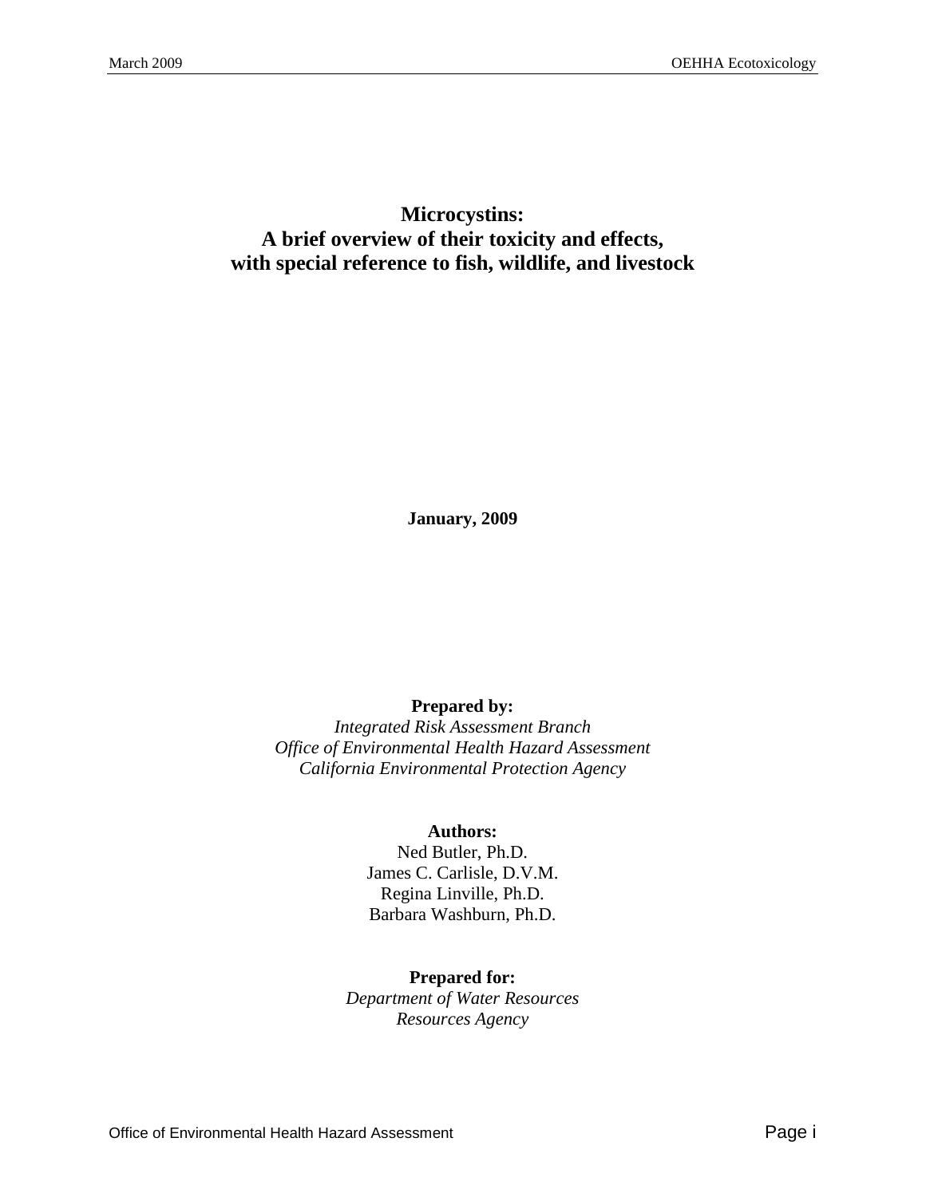# Microcystins: A brief overview of their toxicity and effects, with special reference to fish, wildlife, and livestock

**January, 2009**

**Prepared by:**

*Integrated Risk Assessment Branch*
*Office of Environmental Health Hazard Assessment*
*California Environmental Protection Agency*

**Authors:**

Ned Butler, Ph.D.
James C. Carlisle, D.V.M.
Regina Linville, Ph.D.
Barbara Washburn, Ph.D.

**Prepared for:**

*Department of Water Resources*
*Resources Agency*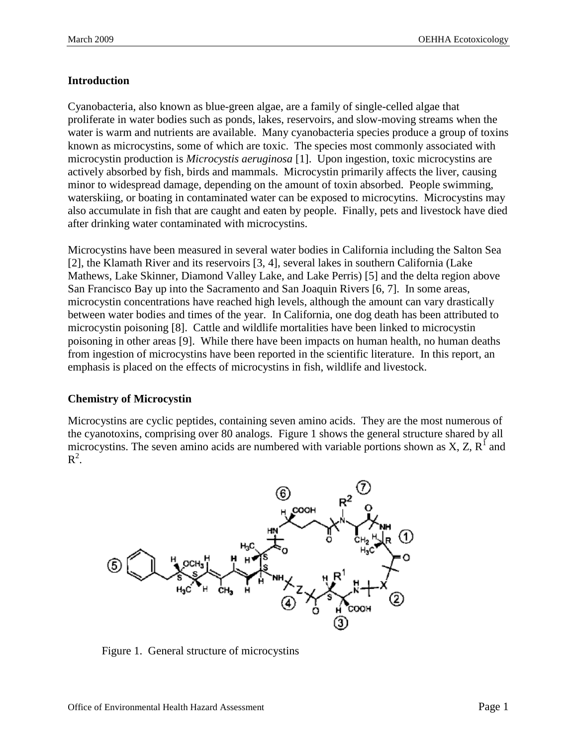## Introduction

Cyanobacteria, also known as blue-green algae, are a family of single-celled algae that proliferate in water bodies such as ponds, lakes, reservoirs, and slow-moving streams when the water is warm and nutrients are available. Many cyanobacteria species produce a group of toxins known as microcystins, some of which are toxic. The species most commonly associated with microcystin production is *Microcystis aeruginosa* [1]. Upon ingestion, toxic microcystins are actively absorbed by fish, birds and mammals. Microcystin primarily affects the liver, causing minor to widespread damage, depending on the amount of toxin absorbed. People swimming, waterskiing, or boating in contaminated water can be exposed to microcystins. Microcystins may also accumulate in fish that are caught and eaten by people. Finally, pets and livestock have died after drinking water contaminated with microcystins.

Microcystins have been measured in several water bodies in California including the Salton Sea [2], the Klamath River and its reservoirs [3, 4], several lakes in southern California (Lake Mathews, Lake Skinner, Diamond Valley Lake, and Lake Perris) [5] and the delta region above San Francisco Bay up into the Sacramento and San Joaquin Rivers [6, 7]. In some areas, microcystin concentrations have reached high levels, although the amount can vary drastically between water bodies and times of the year. In California, one dog death has been attributed to microcystin poisoning [8]. Cattle and wildlife mortalities have been linked to microcystin poisoning in other areas [9]. While there have been impacts on human health, no human deaths from ingestion of microcystins have been reported in the scientific literature. In this report, an emphasis is placed on the effects of microcystins in fish, wildlife and livestock.

## Chemistry of Microcystin

Microcystins are cyclic peptides, containing seven amino acids. They are the most numerous of the cyanotoxins, comprising over 80 analogs. Figure 1 shows the general structure shared by all microcystins. The seven amino acids are numbered with variable portions shown as X, Z, $R^1$ and $R^2$.

Figure 1. General structure of microcystins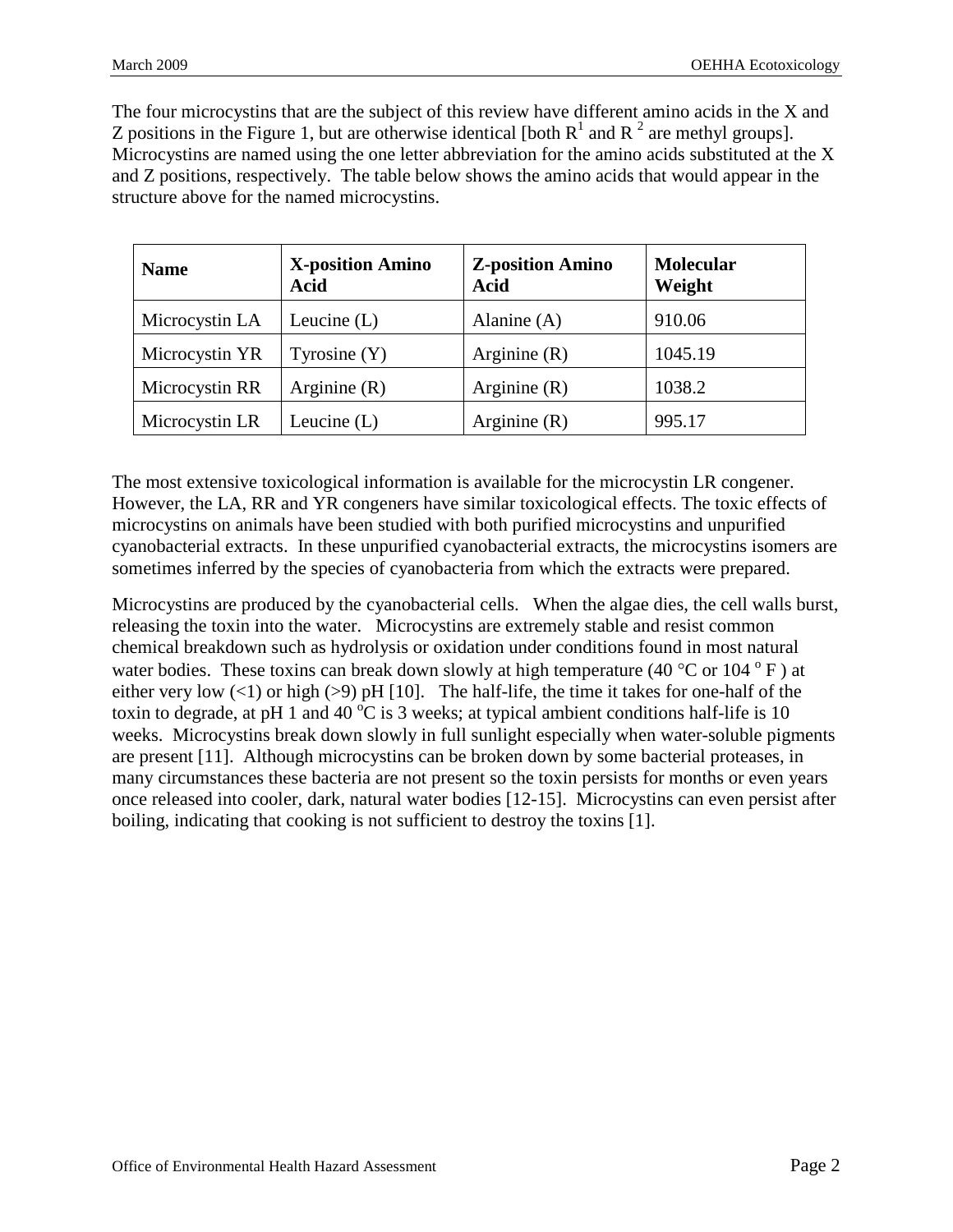The four microcystins that are the subject of this review have different amino acids in the X and Z positions in the Figure 1, but are otherwise identical [both $R^1$ and $R^2$ are methyl groups]. Microcystins are named using the one letter abbreviation for the amino acids substituted at the X and Z positions, respectively. The table below shows the amino acids that would appear in the structure above for the named microcystins.

| Name | X-position Amino Acid | Z-position Amino Acid | Molecular Weight |
|---|---|---|---|
| Microcystin LA | Leucine (L) | Alanine (A) | 910.06 |
| Microcystin YR | Tyrosine (Y) | Arginine (R) | 1045.19 |
| Microcystin RR | Arginine (R) | Arginine (R) | 1038.2 |
| Microcystin LR | Leucine (L) | Arginine (R) | 995.17 |

The most extensive toxicological information is available for the microcystin LR congener. However, the LA, RR and YR congeners have similar toxicological effects. The toxic effects of microcystins on animals have been studied with both purified microcystins and unpurified cyanobacterial extracts. In these unpurified cyanobacterial extracts, the microcystins isomers are sometimes inferred by the species of cyanobacteria from which the extracts were prepared.

Microcystins are produced by the cyanobacterial cells. When the algae dies, the cell walls burst, releasing the toxin into the water. Microcystins are extremely stable and resist common chemical breakdown such as hydrolysis or oxidation under conditions found in most natural water bodies. These toxins can break down slowly at high temperature (40 °C or 104 °F) at either very low (<1) or high (>9) pH [10]. The half-life, the time it takes for one-half of the toxin to degrade, at pH 1 and 40 °C is 3 weeks; at typical ambient conditions half-life is 10 weeks. Microcystins break down slowly in full sunlight especially when water-soluble pigments are present [11]. Although microcystins can be broken down by some bacterial proteases, in many circumstances these bacteria are not present so the toxin persists for months or even years once released into cooler, dark, natural water bodies [12-15]. Microcystins can even persist after boiling, indicating that cooking is not sufficient to destroy the toxins [1].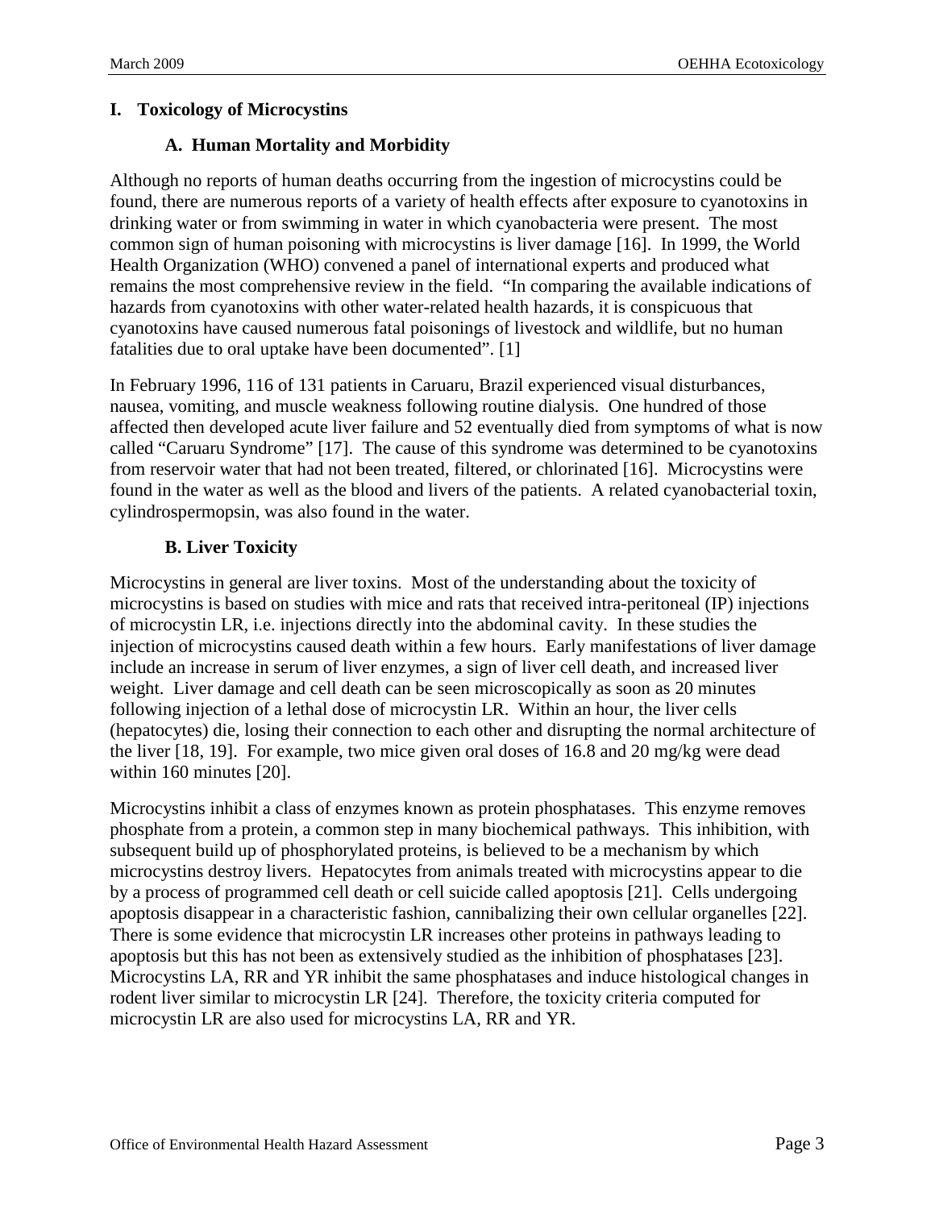## I. Toxicology of Microcystins

### A. Human Mortality and Morbidity

Although no reports of human deaths occurring from the ingestion of microcystins could be found, there are numerous reports of a variety of health effects after exposure to cyanotoxins in drinking water or from swimming in water in which cyanobacteria were present. The most common sign of human poisoning with microcystins is liver damage [16]. In 1999, the World Health Organization (WHO) convened a panel of international experts and produced what remains the most comprehensive review in the field. "In comparing the available indications of hazards from cyanotoxins with other water-related health hazards, it is conspicuous that cyanotoxins have caused numerous fatal poisonings of livestock and wildlife, but no human fatalities due to oral uptake have been documented". [1]

In February 1996, 116 of 131 patients in Caruaru, Brazil experienced visual disturbances, nausea, vomiting, and muscle weakness following routine dialysis. One hundred of those affected then developed acute liver failure and 52 eventually died from symptoms of what is now called "Caruaru Syndrome" [17]. The cause of this syndrome was determined to be cyanotoxins from reservoir water that had not been treated, filtered, or chlorinated [16]. Microcystins were found in the water as well as the blood and livers of the patients. A related cyanobacterial toxin, cylindrospermopsin, was also found in the water.

### B. Liver Toxicity

Microcystins in general are liver toxins. Most of the understanding about the toxicity of microcystins is based on studies with mice and rats that received intra-peritoneal (IP) injections of microcystin LR, i.e. injections directly into the abdominal cavity. In these studies the injection of microcystins caused death within a few hours. Early manifestations of liver damage include an increase in serum of liver enzymes, a sign of liver cell death, and increased liver weight. Liver damage and cell death can be seen microscopically as soon as 20 minutes following injection of a lethal dose of microcystin LR. Within an hour, the liver cells (hepatocytes) die, losing their connection to each other and disrupting the normal architecture of the liver [18, 19]. For example, two mice given oral doses of 16.8 and 20 mg/kg were dead within 160 minutes [20].

Microcystins inhibit a class of enzymes known as protein phosphatases. This enzyme removes phosphate from a protein, a common step in many biochemical pathways. This inhibition, with subsequent build up of phosphorylated proteins, is believed to be a mechanism by which microcystins destroy livers. Hepatocytes from animals treated with microcystins appear to die by a process of programmed cell death or cell suicide called apoptosis [21]. Cells undergoing apoptosis disappear in a characteristic fashion, cannibalizing their own cellular organelles [22]. There is some evidence that microcystin LR increases other proteins in pathways leading to apoptosis but this has not been as extensively studied as the inhibition of phosphatases [23]. Microcystins LA, RR and YR inhibit the same phosphatases and induce histological changes in rodent liver similar to microcystin LR [24]. Therefore, the toxicity criteria computed for microcystin LR are also used for microcystins LA, RR and YR.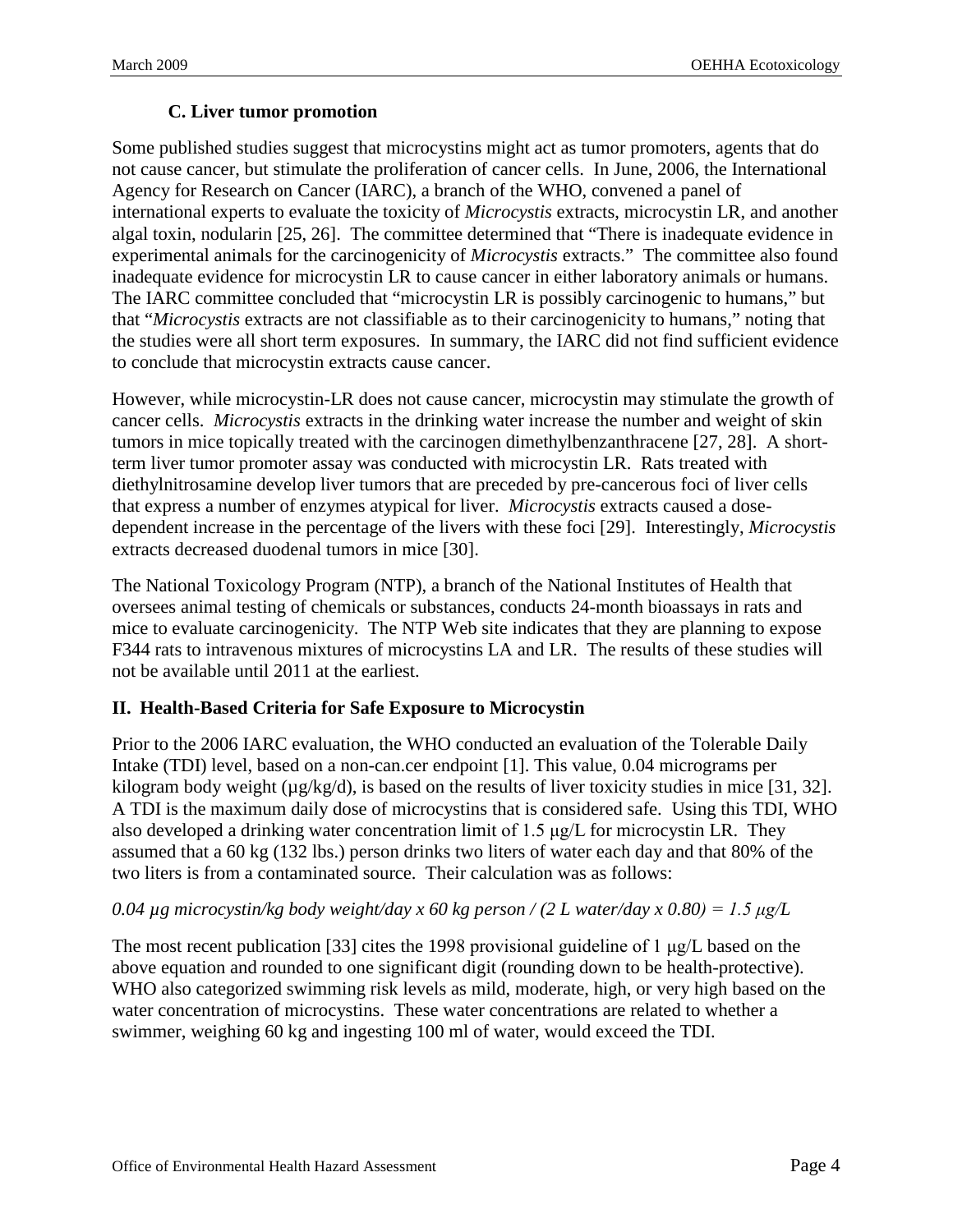### C. Liver tumor promotion

Some published studies suggest that microcystins might act as tumor promoters, agents that do not cause cancer, but stimulate the proliferation of cancer cells. In June, 2006, the International Agency for Research on Cancer (IARC), a branch of the WHO, convened a panel of international experts to evaluate the toxicity of *Microcystis* extracts, microcystin LR, and another algal toxin, nodularin [25, 26]. The committee determined that "There is inadequate evidence in experimental animals for the carcinogenicity of *Microcystis* extracts." The committee also found inadequate evidence for microcystin LR to cause cancer in either laboratory animals or humans. The IARC committee concluded that "microcystin LR is possibly carcinogenic to humans," but that "*Microcystis* extracts are not classifiable as to their carcinogenicity to humans," noting that the studies were all short term exposures. In summary, the IARC did not find sufficient evidence to conclude that microcystin extracts cause cancer.

However, while microcystin-LR does not cause cancer, microcystin may stimulate the growth of cancer cells. *Microcystis* extracts in the drinking water increase the number and weight of skin tumors in mice topically treated with the carcinogen dimethylbenzanthracene [27, 28]. A short-term liver tumor promoter assay was conducted with microcystin LR. Rats treated with diethylnitrosamine develop liver tumors that are preceded by pre-cancerous foci of liver cells that express a number of enzymes atypical for liver. *Microcystis* extracts caused a dose-dependent increase in the percentage of the livers with these foci [29]. Interestingly, *Microcystis* extracts decreased duodenal tumors in mice [30].

The National Toxicology Program (NTP), a branch of the National Institutes of Health that oversees animal testing of chemicals or substances, conducts 24-month bioassays in rats and mice to evaluate carcinogenicity. The NTP Web site indicates that they are planning to expose F344 rats to intravenous mixtures of microcystins LA and LR. The results of these studies will not be available until 2011 at the earliest.

## II. Health-Based Criteria for Safe Exposure to Microcystin

Prior to the 2006 IARC evaluation, the WHO conducted an evaluation of the Tolerable Daily Intake (TDI) level, based on a non-can.cer endpoint [1]. This value, 0.04 micrograms per kilogram body weight (µg/kg/d), is based on the results of liver toxicity studies in mice [31, 32]. A TDI is the maximum daily dose of microcystins that is considered safe. Using this TDI, WHO also developed a drinking water concentration limit of 1.5 µg/L for microcystin LR. They assumed that a 60 kg (132 lbs.) person drinks two liters of water each day and that 80% of the two liters is from a contaminated source. Their calculation was as follows:

*0.04 µg microcystin/kg body weight/day x 60 kg person / (2 L water/day x 0.80) = 1.5 µg/L*

The most recent publication [33] cites the 1998 provisional guideline of 1 µg/L based on the above equation and rounded to one significant digit (rounding down to be health-protective). WHO also categorized swimming risk levels as mild, moderate, high, or very high based on the water concentration of microcystins. These water concentrations are related to whether a swimmer, weighing 60 kg and ingesting 100 ml of water, would exceed the TDI.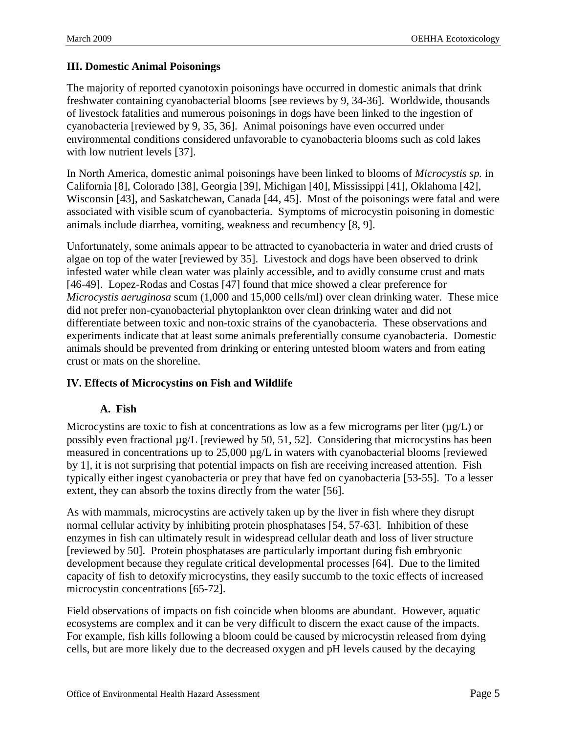## III. Domestic Animal Poisonings

The majority of reported cyanotoxin poisonings have occurred in domestic animals that drink freshwater containing cyanobacterial blooms [see reviews by 9, 34-36]. Worldwide, thousands of livestock fatalities and numerous poisonings in dogs have been linked to the ingestion of cyanobacteria [reviewed by 9, 35, 36]. Animal poisonings have even occurred under environmental conditions considered unfavorable to cyanobacteria blooms such as cold lakes with low nutrient levels [37].

In North America, domestic animal poisonings have been linked to blooms of *Microcystis sp.* in California [8], Colorado [38], Georgia [39], Michigan [40], Mississippi [41], Oklahoma [42], Wisconsin [43], and Saskatchewan, Canada [44, 45]. Most of the poisonings were fatal and were associated with visible scum of cyanobacteria. Symptoms of microcystin poisoning in domestic animals include diarrhea, vomiting, weakness and recumbency [8, 9].

Unfortunately, some animals appear to be attracted to cyanobacteria in water and dried crusts of algae on top of the water [reviewed by 35]. Livestock and dogs have been observed to drink infested water while clean water was plainly accessible, and to avidly consume crust and mats [46-49]. Lopez-Rodas and Costas [47] found that mice showed a clear preference for *Microcystis aeruginosa* scum (1,000 and 15,000 cells/ml) over clean drinking water. These mice did not prefer non-cyanobacterial phytoplankton over clean drinking water and did not differentiate between toxic and non-toxic strains of the cyanobacteria. These observations and experiments indicate that at least some animals preferentially consume cyanobacteria. Domestic animals should be prevented from drinking or entering untested bloom waters and from eating crust or mats on the shoreline.

## IV. Effects of Microcystins on Fish and Wildlife

### A. Fish

Microcystins are toxic to fish at concentrations as low as a few micrograms per liter (µg/L) or possibly even fractional µg/L [reviewed by 50, 51, 52]. Considering that microcystins has been measured in concentrations up to 25,000 µg/L in waters with cyanobacterial blooms [reviewed by 1], it is not surprising that potential impacts on fish are receiving increased attention. Fish typically either ingest cyanobacteria or prey that have fed on cyanobacteria [53-55]. To a lesser extent, they can absorb the toxins directly from the water [56].

As with mammals, microcystins are actively taken up by the liver in fish where they disrupt normal cellular activity by inhibiting protein phosphatases [54, 57-63]. Inhibition of these enzymes in fish can ultimately result in widespread cellular death and loss of liver structure [reviewed by 50]. Protein phosphatases are particularly important during fish embryonic development because they regulate critical developmental processes [64]. Due to the limited capacity of fish to detoxify microcystins, they easily succumb to the toxic effects of increased microcystin concentrations [65-72].

Field observations of impacts on fish coincide when blooms are abundant. However, aquatic ecosystems are complex and it can be very difficult to discern the exact cause of the impacts. For example, fish kills following a bloom could be caused by microcystin released from dying cells, but are more likely due to the decreased oxygen and pH levels caused by the decaying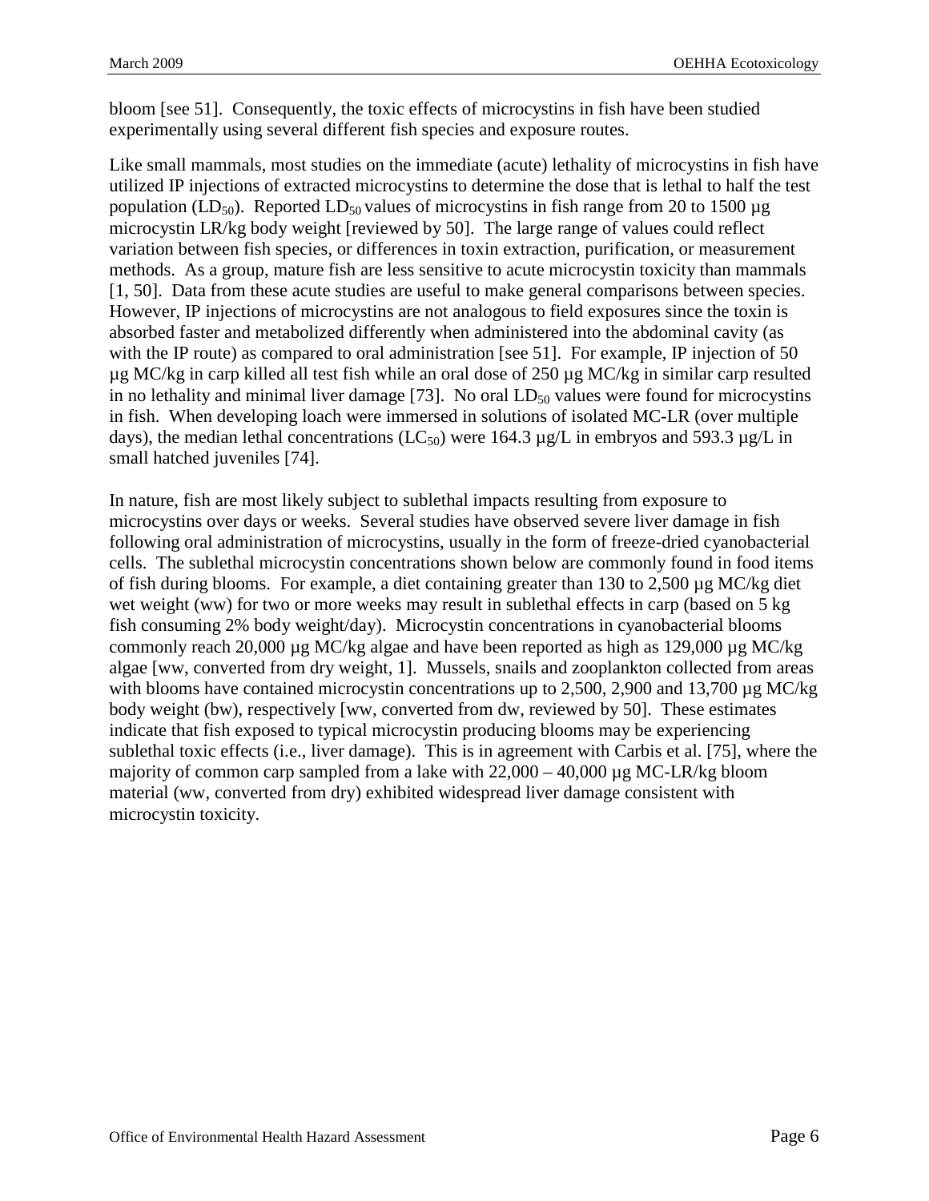bloom [see 51]. Consequently, the toxic effects of microcystins in fish have been studied experimentally using several different fish species and exposure routes.

Like small mammals, most studies on the immediate (acute) lethality of microcystins in fish have utilized IP injections of extracted microcystins to determine the dose that is lethal to half the test population ($LD_{50}$). Reported $LD_{50}$ values of microcystins in fish range from 20 to 1500 µg microcystin LR/kg body weight [reviewed by 50]. The large range of values could reflect variation between fish species, or differences in toxin extraction, purification, or measurement methods. As a group, mature fish are less sensitive to acute microcystin toxicity than mammals [1, 50]. Data from these acute studies are useful to make general comparisons between species. However, IP injections of microcystins are not analogous to field exposures since the toxin is absorbed faster and metabolized differently when administered into the abdominal cavity (as with the IP route) as compared to oral administration [see 51]. For example, IP injection of 50 µg MC/kg in carp killed all test fish while an oral dose of 250 µg MC/kg in similar carp resulted in no lethality and minimal liver damage [73]. No oral $LD_{50}$ values were found for microcystins in fish. When developing loach were immersed in solutions of isolated MC-LR (over multiple days), the median lethal concentrations ($LC_{50}$) were 164.3 µg/L in embryos and 593.3 µg/L in small hatched juveniles [74].

In nature, fish are most likely subject to sublethal impacts resulting from exposure to microcystins over days or weeks. Several studies have observed severe liver damage in fish following oral administration of microcystins, usually in the form of freeze-dried cyanobacterial cells. The sublethal microcystin concentrations shown below are commonly found in food items of fish during blooms. For example, a diet containing greater than 130 to 2,500 µg MC/kg diet wet weight (ww) for two or more weeks may result in sublethal effects in carp (based on 5 kg fish consuming 2% body weight/day). Microcystin concentrations in cyanobacterial blooms commonly reach 20,000 µg MC/kg algae and have been reported as high as 129,000 µg MC/kg algae [ww, converted from dry weight, 1]. Mussels, snails and zooplankton collected from areas with blooms have contained microcystin concentrations up to 2,500, 2,900 and 13,700 µg MC/kg body weight (bw), respectively [ww, converted from dw, reviewed by 50]. These estimates indicate that fish exposed to typical microcystin producing blooms may be experiencing sublethal toxic effects (i.e., liver damage). This is in agreement with Carbis et al. [75], where the majority of common carp sampled from a lake with 22,000 – 40,000 µg MC-LR/kg bloom material (ww, converted from dry) exhibited widespread liver damage consistent with microcystin toxicity.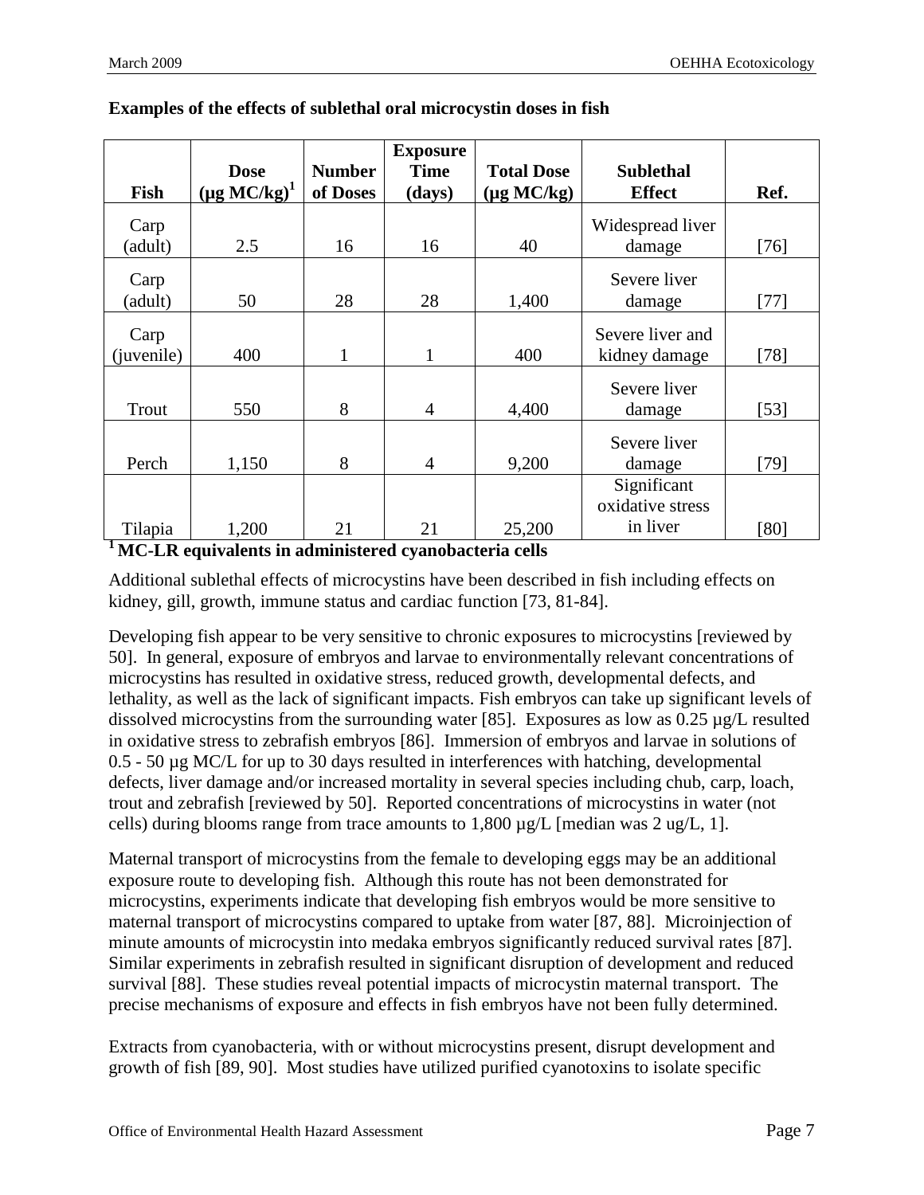**Examples of the effects of sublethal oral microcystin doses in fish**

| Fish | Dose (µg MC/kg)[1] | Number of Doses | Exposure Time (days) | Total Dose (µg MC/kg) | Sublethal Effect | Ref. |
|---|---|---|---|---|---|---|
| Carp (adult) | 2.5 | 16 | 16 | 40 | Widespread liver damage | [76] |
| Carp (adult) | 50 | 28 | 28 | 1,400 | Severe liver damage | [77] |
| Carp (juvenile) | 400 | 1 | 1 | 400 | Severe liver and kidney damage | [78] |
| Trout | 550 | 8 | 4 | 4,400 | Severe liver damage | [53] |
| Perch | 1,150 | 8 | 4 | 9,200 | Severe liver damage | [79] |
| Tilapia | 1,200 | 21 | 21 | 25,200 | Significant oxidative stress in liver | [80] |

**[1] MC-LR equivalents in administered cyanobacteria cells**

Additional sublethal effects of microcystins have been described in fish including effects on kidney, gill, growth, immune status and cardiac function [73, 81-84].

Developing fish appear to be very sensitive to chronic exposures to microcystins [reviewed by 50]. In general, exposure of embryos and larvae to environmentally relevant concentrations of microcystins has resulted in oxidative stress, reduced growth, developmental defects, and lethality, as well as the lack of significant impacts. Fish embryos can take up significant levels of dissolved microcystins from the surrounding water [85]. Exposures as low as 0.25 µg/L resulted in oxidative stress to zebrafish embryos [86]. Immersion of embryos and larvae in solutions of 0.5 - 50 µg MC/L for up to 30 days resulted in interferences with hatching, developmental defects, liver damage and/or increased mortality in several species including chub, carp, loach, trout and zebrafish [reviewed by 50]. Reported concentrations of microcystins in water (not cells) during blooms range from trace amounts to 1,800 µg/L [median was 2 ug/L, 1].

Maternal transport of microcystins from the female to developing eggs may be an additional exposure route to developing fish. Although this route has not been demonstrated for microcystins, experiments indicate that developing fish embryos would be more sensitive to maternal transport of microcystins compared to uptake from water [87, 88]. Microinjection of minute amounts of microcystin into medaka embryos significantly reduced survival rates [87]. Similar experiments in zebrafish resulted in significant disruption of development and reduced survival [88]. These studies reveal potential impacts of microcystin maternal transport. The precise mechanisms of exposure and effects in fish embryos have not been fully determined.

Extracts from cyanobacteria, with or without microcystins present, disrupt development and growth of fish [89, 90]. Most studies have utilized purified cyanotoxins to isolate specific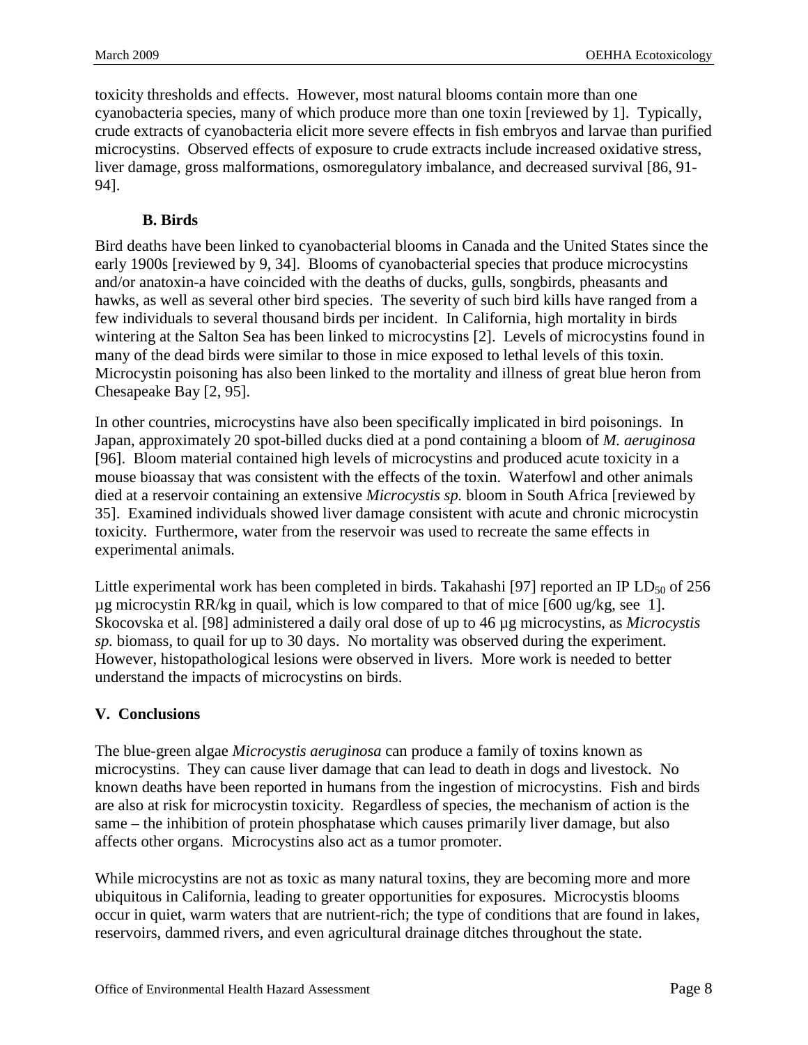toxicity thresholds and effects. However, most natural blooms contain more than one cyanobacteria species, many of which produce more than one toxin [reviewed by 1]. Typically, crude extracts of cyanobacteria elicit more severe effects in fish embryos and larvae than purified microcystins. Observed effects of exposure to crude extracts include increased oxidative stress, liver damage, gross malformations, osmoregulatory imbalance, and decreased survival [86, 91-94].

### B. Birds

Bird deaths have been linked to cyanobacterial blooms in Canada and the United States since the early 1900s [reviewed by 9, 34]. Blooms of cyanobacterial species that produce microcystins and/or anatoxin-a have coincided with the deaths of ducks, gulls, songbirds, pheasants and hawks, as well as several other bird species. The severity of such bird kills have ranged from a few individuals to several thousand birds per incident. In California, high mortality in birds wintering at the Salton Sea has been linked to microcystins [2]. Levels of microcystins found in many of the dead birds were similar to those in mice exposed to lethal levels of this toxin. Microcystin poisoning has also been linked to the mortality and illness of great blue heron from Chesapeake Bay [2, 95].

In other countries, microcystins have also been specifically implicated in bird poisonings. In Japan, approximately 20 spot-billed ducks died at a pond containing a bloom of *M. aeruginosa* [96]. Bloom material contained high levels of microcystins and produced acute toxicity in a mouse bioassay that was consistent with the effects of the toxin. Waterfowl and other animals died at a reservoir containing an extensive *Microcystis sp.* bloom in South Africa [reviewed by 35]. Examined individuals showed liver damage consistent with acute and chronic microcystin toxicity. Furthermore, water from the reservoir was used to recreate the same effects in experimental animals.

Little experimental work has been completed in birds. Takahashi [97] reported an IP $LD_{50}$ of 256 µg microcystin RR/kg in quail, which is low compared to that of mice [600 ug/kg, see 1]. Skocovska et al. [98] administered a daily oral dose of up to 46 µg microcystins, as *Microcystis sp.* biomass, to quail for up to 30 days. No mortality was observed during the experiment. However, histopathological lesions were observed in livers. More work is needed to better understand the impacts of microcystins on birds.

## V. Conclusions

The blue-green algae *Microcystis aeruginosa* can produce a family of toxins known as microcystins. They can cause liver damage that can lead to death in dogs and livestock. No known deaths have been reported in humans from the ingestion of microcystins. Fish and birds are also at risk for microcystin toxicity. Regardless of species, the mechanism of action is the same – the inhibition of protein phosphatase which causes primarily liver damage, but also affects other organs. Microcystins also act as a tumor promoter.

While microcystins are not as toxic as many natural toxins, they are becoming more and more ubiquitous in California, leading to greater opportunities for exposures. Microcystis blooms occur in quiet, warm waters that are nutrient-rich; the type of conditions that are found in lakes, reservoirs, dammed rivers, and even agricultural drainage ditches throughout the state.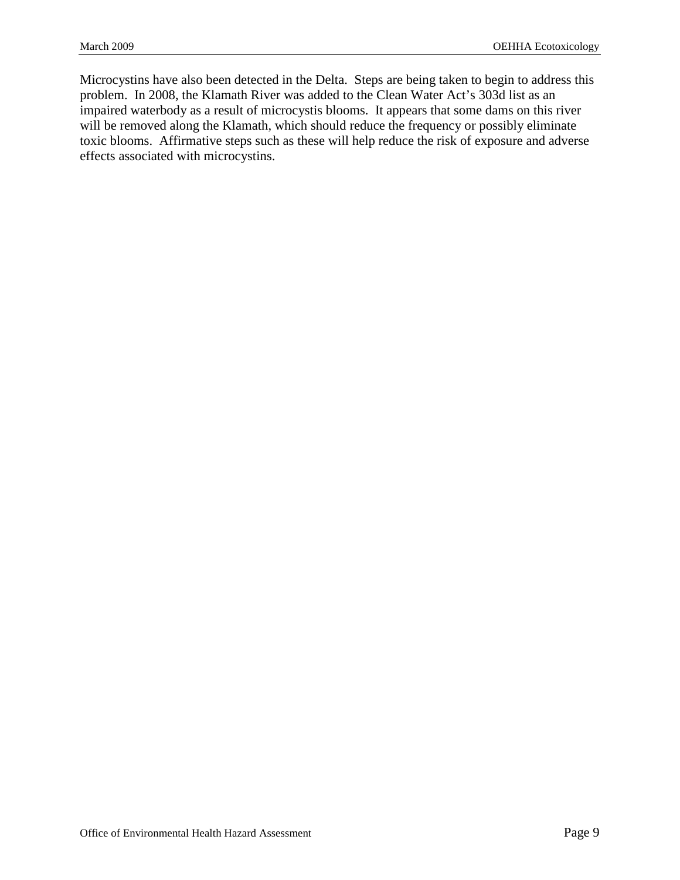Microcystins have also been detected in the Delta. Steps are being taken to begin to address this problem. In 2008, the Klamath River was added to the Clean Water Act's 303d list as an impaired waterbody as a result of microcystis blooms. It appears that some dams on this river will be removed along the Klamath, which should reduce the frequency or possibly eliminate toxic blooms. Affirmative steps such as these will help reduce the risk of exposure and adverse effects associated with microcystins.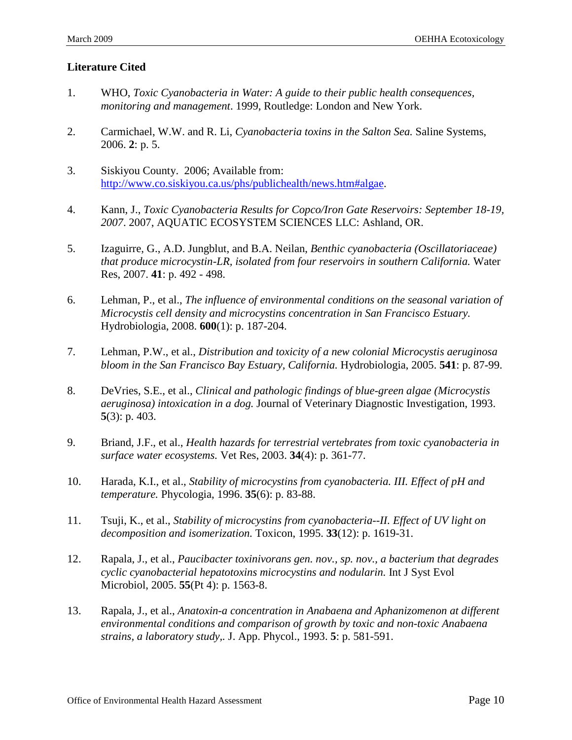## Literature Cited

1. WHO, *Toxic Cyanobacteria in Water: A guide to their public health consequences, monitoring and management*. 1999, Routledge: London and New York.

2. Carmichael, W.W. and R. Li, *Cyanobacteria toxins in the Salton Sea.* Saline Systems, 2006. **2**: p. 5.

3. Siskiyou County. 2006; Available from: http://www.co.siskiyou.ca.us/phs/publichealth/news.htm#algae.

4. Kann, J., *Toxic Cyanobacteria Results for Copco/Iron Gate Reservoirs: September 18-19, 2007*. 2007, AQUATIC ECOSYSTEM SCIENCES LLC: Ashland, OR.

5. Izaguirre, G., A.D. Jungblut, and B.A. Neilan, *Benthic cyanobacteria (Oscillatoriaceae) that produce microcystin-LR, isolated from four reservoirs in southern California.* Water Res, 2007. **41**: p. 492 - 498.

6. Lehman, P., et al., *The influence of environmental conditions on the seasonal variation of Microcystis cell density and microcystins concentration in San Francisco Estuary.* Hydrobiologia, 2008. **600**(1): p. 187-204.

7. Lehman, P.W., et al., *Distribution and toxicity of a new colonial Microcystis aeruginosa bloom in the San Francisco Bay Estuary, California.* Hydrobiologia, 2005. **541**: p. 87-99.

8. DeVries, S.E., et al., *Clinical and pathologic findings of blue-green algae (Microcystis aeruginosa) intoxication in a dog.* Journal of Veterinary Diagnostic Investigation, 1993. **5**(3): p. 403.

9. Briand, J.F., et al., *Health hazards for terrestrial vertebrates from toxic cyanobacteria in surface water ecosystems.* Vet Res, 2003. **34**(4): p. 361-77.

10. Harada, K.I., et al., *Stability of microcystins from cyanobacteria. III. Effect of pH and temperature.* Phycologia, 1996. **35**(6): p. 83-88.

11. Tsuji, K., et al., *Stability of microcystins from cyanobacteria--II. Effect of UV light on decomposition and isomerization.* Toxicon, 1995. **33**(12): p. 1619-31.

12. Rapala, J., et al., *Paucibacter toxinivorans gen. nov., sp. nov., a bacterium that degrades cyclic cyanobacterial hepatotoxins microcystins and nodularin.* Int J Syst Evol Microbiol, 2005. **55**(Pt 4): p. 1563-8.

13. Rapala, J., et al., *Anatoxin-a concentration in Anabaena and Aphanizomenon at different environmental conditions and comparison of growth by toxic and non-toxic Anabaena strains, a laboratory study,.* J. App. Phycol., 1993. **5**: p. 581-591.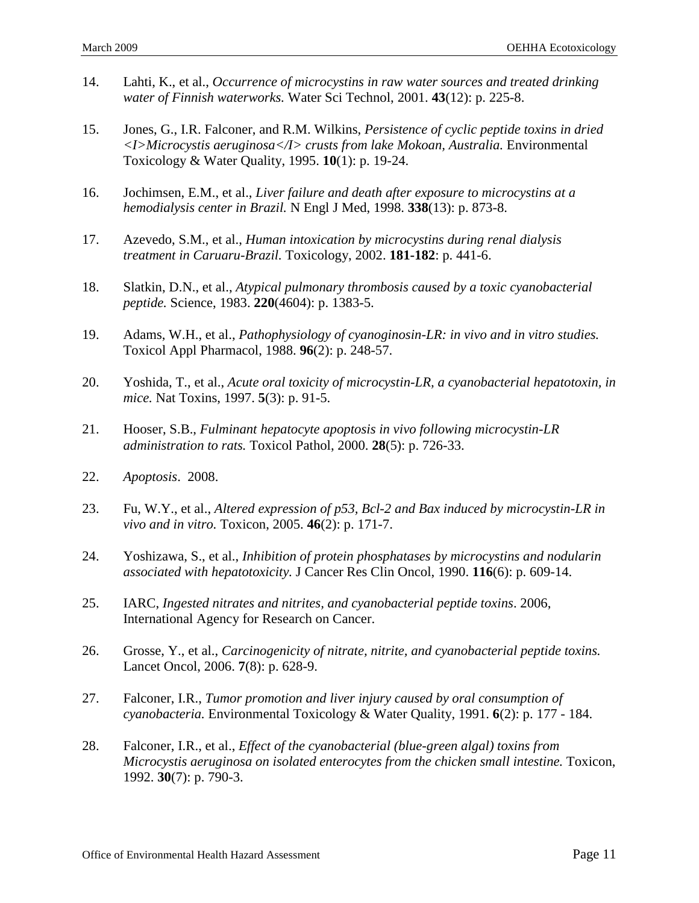14. Lahti, K., et al., *Occurrence of microcystins in raw water sources and treated drinking water of Finnish waterworks.* Water Sci Technol, 2001. **43**(12): p. 225-8.

15. Jones, G., I.R. Falconer, and R.M. Wilkins, *Persistence of cyclic peptide toxins in dried <I>Microcystis aeruginosa</I> crusts from lake Mokoan, Australia.* Environmental Toxicology & Water Quality, 1995. **10**(1): p. 19-24.

16. Jochimsen, E.M., et al., *Liver failure and death after exposure to microcystins at a hemodialysis center in Brazil.* N Engl J Med, 1998. **338**(13): p. 873-8.

17. Azevedo, S.M., et al., *Human intoxication by microcystins during renal dialysis treatment in Caruaru-Brazil.* Toxicology, 2002. **181-182**: p. 441-6.

18. Slatkin, D.N., et al., *Atypical pulmonary thrombosis caused by a toxic cyanobacterial peptide.* Science, 1983. **220**(4604): p. 1383-5.

19. Adams, W.H., et al., *Pathophysiology of cyanoginosin-LR: in vivo and in vitro studies.* Toxicol Appl Pharmacol, 1988. **96**(2): p. 248-57.

20. Yoshida, T., et al., *Acute oral toxicity of microcystin-LR, a cyanobacterial hepatotoxin, in mice.* Nat Toxins, 1997. **5**(3): p. 91-5.

21. Hooser, S.B., *Fulminant hepatocyte apoptosis in vivo following microcystin-LR administration to rats.* Toxicol Pathol, 2000. **28**(5): p. 726-33.

22. *Apoptosis*. 2008.

23. Fu, W.Y., et al., *Altered expression of p53, Bcl-2 and Bax induced by microcystin-LR in vivo and in vitro.* Toxicon, 2005. **46**(2): p. 171-7.

24. Yoshizawa, S., et al., *Inhibition of protein phosphatases by microcystins and nodularin associated with hepatotoxicity.* J Cancer Res Clin Oncol, 1990. **116**(6): p. 609-14.

25. IARC, *Ingested nitrates and nitrites, and cyanobacterial peptide toxins*. 2006, International Agency for Research on Cancer.

26. Grosse, Y., et al., *Carcinogenicity of nitrate, nitrite, and cyanobacterial peptide toxins.* Lancet Oncol, 2006. **7**(8): p. 628-9.

27. Falconer, I.R., *Tumor promotion and liver injury caused by oral consumption of cyanobacteria.* Environmental Toxicology & Water Quality, 1991. **6**(2): p. 177 - 184.

28. Falconer, I.R., et al., *Effect of the cyanobacterial (blue-green algal) toxins from Microcystis aeruginosa on isolated enterocytes from the chicken small intestine.* Toxicon, 1992. **30**(7): p. 790-3.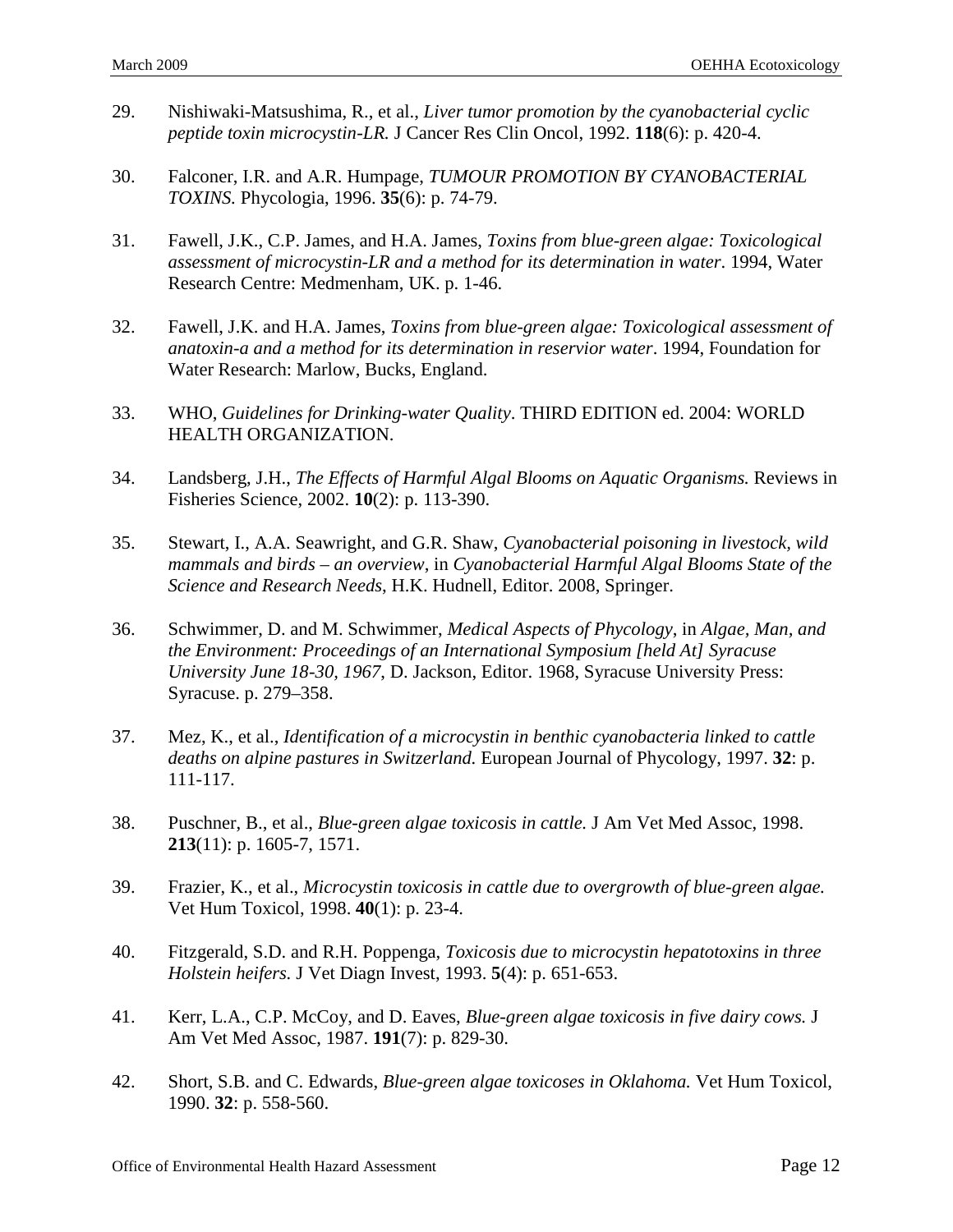29. Nishiwaki-Matsushima, R., et al., *Liver tumor promotion by the cyanobacterial cyclic peptide toxin microcystin-LR.* J Cancer Res Clin Oncol, 1992. **118**(6): p. 420-4.

30. Falconer, I.R. and A.R. Humpage, *TUMOUR PROMOTION BY CYANOBACTERIAL TOXINS.* Phycologia, 1996. **35**(6): p. 74-79.

31. Fawell, J.K., C.P. James, and H.A. James, *Toxins from blue-green algae: Toxicological assessment of microcystin-LR and a method for its determination in water*. 1994, Water Research Centre: Medmenham, UK. p. 1-46.

32. Fawell, J.K. and H.A. James, *Toxins from blue-green algae: Toxicological assessment of anatoxin-a and a method for its determination in reservior water*. 1994, Foundation for Water Research: Marlow, Bucks, England.

33. WHO, *Guidelines for Drinking-water Quality*. THIRD EDITION ed. 2004: WORLD HEALTH ORGANIZATION.

34. Landsberg, J.H., *The Effects of Harmful Algal Blooms on Aquatic Organisms.* Reviews in Fisheries Science, 2002. **10**(2): p. 113-390.

35. Stewart, I., A.A. Seawright, and G.R. Shaw, *Cyanobacterial poisoning in livestock, wild mammals and birds – an overview*, in *Cyanobacterial Harmful Algal Blooms State of the Science and Research Needs*, H.K. Hudnell, Editor. 2008, Springer.

36. Schwimmer, D. and M. Schwimmer, *Medical Aspects of Phycology*, in *Algae, Man, and the Environment: Proceedings of an International Symposium [held At] Syracuse University June 18-30, 1967*, D. Jackson, Editor. 1968, Syracuse University Press: Syracuse. p. 279–358.

37. Mez, K., et al., *Identification of a microcystin in benthic cyanobacteria linked to cattle deaths on alpine pastures in Switzerland.* European Journal of Phycology, 1997. **32**: p. 111-117.

38. Puschner, B., et al., *Blue-green algae toxicosis in cattle.* J Am Vet Med Assoc, 1998. **213**(11): p. 1605-7, 1571.

39. Frazier, K., et al., *Microcystin toxicosis in cattle due to overgrowth of blue-green algae.* Vet Hum Toxicol, 1998. **40**(1): p. 23-4.

40. Fitzgerald, S.D. and R.H. Poppenga, *Toxicosis due to microcystin hepatotoxins in three Holstein heifers.* J Vet Diagn Invest, 1993. **5**(4): p. 651-653.

41. Kerr, L.A., C.P. McCoy, and D. Eaves, *Blue-green algae toxicosis in five dairy cows.* J Am Vet Med Assoc, 1987. **191**(7): p. 829-30.

42. Short, S.B. and C. Edwards, *Blue-green algae toxicoses in Oklahoma.* Vet Hum Toxicol, 1990. **32**: p. 558-560.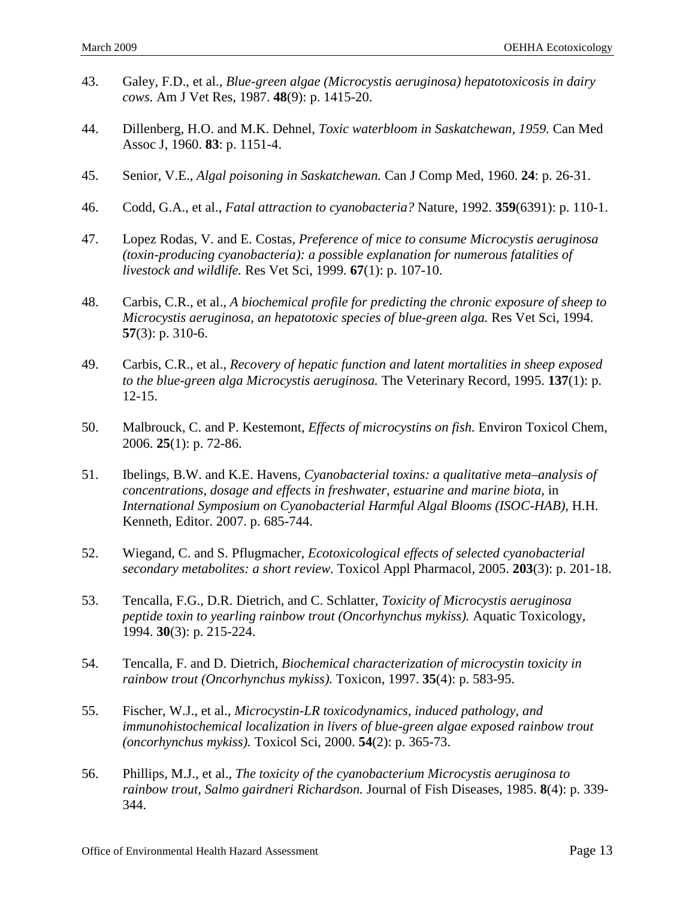43. Galey, F.D., et al., *Blue-green algae (Microcystis aeruginosa) hepatotoxicosis in dairy cows.* Am J Vet Res, 1987. **48**(9): p. 1415-20.

44. Dillenberg, H.O. and M.K. Dehnel, *Toxic waterbloom in Saskatchewan, 1959.* Can Med Assoc J, 1960. **83**: p. 1151-4.

45. Senior, V.E., *Algal poisoning in Saskatchewan.* Can J Comp Med, 1960. **24**: p. 26-31.

46. Codd, G.A., et al., *Fatal attraction to cyanobacteria?* Nature, 1992. **359**(6391): p. 110-1.

47. Lopez Rodas, V. and E. Costas, *Preference of mice to consume Microcystis aeruginosa (toxin-producing cyanobacteria): a possible explanation for numerous fatalities of livestock and wildlife.* Res Vet Sci, 1999. **67**(1): p. 107-10.

48. Carbis, C.R., et al., *A biochemical profile for predicting the chronic exposure of sheep to Microcystis aeruginosa, an hepatotoxic species of blue-green alga.* Res Vet Sci, 1994. **57**(3): p. 310-6.

49. Carbis, C.R., et al., *Recovery of hepatic function and latent mortalities in sheep exposed to the blue-green alga Microcystis aeruginosa.* The Veterinary Record, 1995. **137**(1): p. 12-15.

50. Malbrouck, C. and P. Kestemont, *Effects of microcystins on fish.* Environ Toxicol Chem, 2006. **25**(1): p. 72-86.

51. Ibelings, B.W. and K.E. Havens, *Cyanobacterial toxins: a qualitative meta–analysis of concentrations, dosage and effects in freshwater, estuarine and marine biota*, in *International Symposium on Cyanobacterial Harmful Algal Blooms (ISOC-HAB)*, H.H. Kenneth, Editor. 2007. p. 685-744.

52. Wiegand, C. and S. Pflugmacher, *Ecotoxicological effects of selected cyanobacterial secondary metabolites: a short review.* Toxicol Appl Pharmacol, 2005. **203**(3): p. 201-18.

53. Tencalla, F.G., D.R. Dietrich, and C. Schlatter, *Toxicity of Microcystis aeruginosa peptide toxin to yearling rainbow trout (Oncorhynchus mykiss).* Aquatic Toxicology, 1994. **30**(3): p. 215-224.

54. Tencalla, F. and D. Dietrich, *Biochemical characterization of microcystin toxicity in rainbow trout (Oncorhynchus mykiss).* Toxicon, 1997. **35**(4): p. 583-95.

55. Fischer, W.J., et al., *Microcystin-LR toxicodynamics, induced pathology, and immunohistochemical localization in livers of blue-green algae exposed rainbow trout (oncorhynchus mykiss).* Toxicol Sci, 2000. **54**(2): p. 365-73.

56. Phillips, M.J., et al., *The toxicity of the cyanobacterium Microcystis aeruginosa to rainbow trout, Salmo gairdneri Richardson.* Journal of Fish Diseases, 1985. **8**(4): p. 339-344.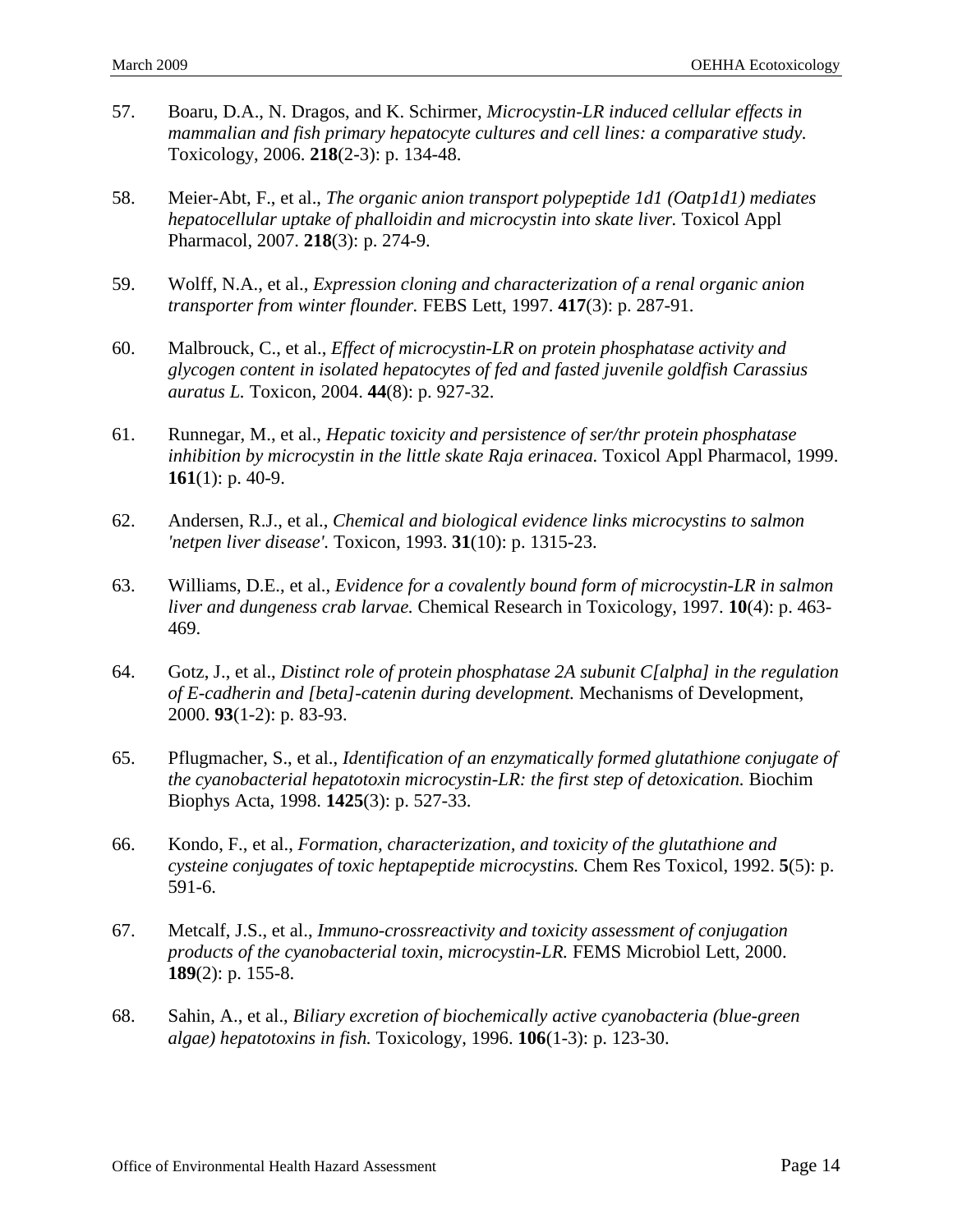57. Boaru, D.A., N. Dragos, and K. Schirmer, *Microcystin-LR induced cellular effects in mammalian and fish primary hepatocyte cultures and cell lines: a comparative study.* Toxicology, 2006. **218**(2-3): p. 134-48.

58. Meier-Abt, F., et al., *The organic anion transport polypeptide 1d1 (Oatp1d1) mediates hepatocellular uptake of phalloidin and microcystin into skate liver.* Toxicol Appl Pharmacol, 2007. **218**(3): p. 274-9.

59. Wolff, N.A., et al., *Expression cloning and characterization of a renal organic anion transporter from winter flounder.* FEBS Lett, 1997. **417**(3): p. 287-91.

60. Malbrouck, C., et al., *Effect of microcystin-LR on protein phosphatase activity and glycogen content in isolated hepatocytes of fed and fasted juvenile goldfish Carassius auratus L.* Toxicon, 2004. **44**(8): p. 927-32.

61. Runnegar, M., et al., *Hepatic toxicity and persistence of ser/thr protein phosphatase inhibition by microcystin in the little skate Raja erinacea.* Toxicol Appl Pharmacol, 1999. **161**(1): p. 40-9.

62. Andersen, R.J., et al., *Chemical and biological evidence links microcystins to salmon 'netpen liver disease'.* Toxicon, 1993. **31**(10): p. 1315-23.

63. Williams, D.E., et al., *Evidence for a covalently bound form of microcystin-LR in salmon liver and dungeness crab larvae.* Chemical Research in Toxicology, 1997. **10**(4): p. 463-469.

64. Gotz, J., et al., *Distinct role of protein phosphatase 2A subunit C[alpha] in the regulation of E-cadherin and [beta]-catenin during development.* Mechanisms of Development, 2000. **93**(1-2): p. 83-93.

65. Pflugmacher, S., et al., *Identification of an enzymatically formed glutathione conjugate of the cyanobacterial hepatotoxin microcystin-LR: the first step of detoxication.* Biochim Biophys Acta, 1998. **1425**(3): p. 527-33.

66. Kondo, F., et al., *Formation, characterization, and toxicity of the glutathione and cysteine conjugates of toxic heptapeptide microcystins.* Chem Res Toxicol, 1992. **5**(5): p. 591-6.

67. Metcalf, J.S., et al., *Immuno-crossreactivity and toxicity assessment of conjugation products of the cyanobacterial toxin, microcystin-LR.* FEMS Microbiol Lett, 2000. **189**(2): p. 155-8.

68. Sahin, A., et al., *Biliary excretion of biochemically active cyanobacteria (blue-green algae) hepatotoxins in fish.* Toxicology, 1996. **106**(1-3): p. 123-30.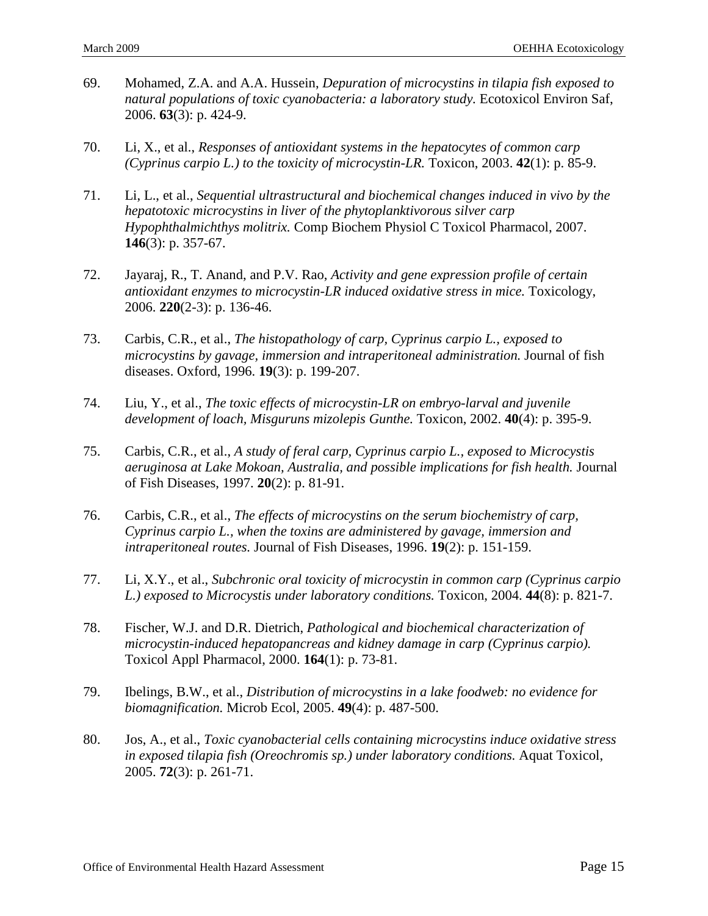69. Mohamed, Z.A. and A.A. Hussein, *Depuration of microcystins in tilapia fish exposed to natural populations of toxic cyanobacteria: a laboratory study.* Ecotoxicol Environ Saf, 2006. **63**(3): p. 424-9.

70. Li, X., et al., *Responses of antioxidant systems in the hepatocytes of common carp (Cyprinus carpio L.) to the toxicity of microcystin-LR.* Toxicon, 2003. **42**(1): p. 85-9.

71. Li, L., et al., *Sequential ultrastructural and biochemical changes induced in vivo by the hepatotoxic microcystins in liver of the phytoplanktivorous silver carp Hypophthalmichthys molitrix.* Comp Biochem Physiol C Toxicol Pharmacol, 2007. **146**(3): p. 357-67.

72. Jayaraj, R., T. Anand, and P.V. Rao, *Activity and gene expression profile of certain antioxidant enzymes to microcystin-LR induced oxidative stress in mice.* Toxicology, 2006. **220**(2-3): p. 136-46.

73. Carbis, C.R., et al., *The histopathology of carp, Cyprinus carpio L., exposed to microcystins by gavage, immersion and intraperitoneal administration.* Journal of fish diseases. Oxford, 1996. **19**(3): p. 199-207.

74. Liu, Y., et al., *The toxic effects of microcystin-LR on embryo-larval and juvenile development of loach, Misguruns mizolepis Gunthe.* Toxicon, 2002. **40**(4): p. 395-9.

75. Carbis, C.R., et al., *A study of feral carp, Cyprinus carpio L., exposed to Microcystis aeruginosa at Lake Mokoan, Australia, and possible implications for fish health.* Journal of Fish Diseases, 1997. **20**(2): p. 81-91.

76. Carbis, C.R., et al., *The effects of microcystins on the serum biochemistry of carp, Cyprinus carpio L., when the toxins are administered by gavage, immersion and intraperitoneal routes.* Journal of Fish Diseases, 1996. **19**(2): p. 151-159.

77. Li, X.Y., et al., *Subchronic oral toxicity of microcystin in common carp (Cyprinus carpio L.) exposed to Microcystis under laboratory conditions.* Toxicon, 2004. **44**(8): p. 821-7.

78. Fischer, W.J. and D.R. Dietrich, *Pathological and biochemical characterization of microcystin-induced hepatopancreas and kidney damage in carp (Cyprinus carpio).* Toxicol Appl Pharmacol, 2000. **164**(1): p. 73-81.

79. Ibelings, B.W., et al., *Distribution of microcystins in a lake foodweb: no evidence for biomagnification.* Microb Ecol, 2005. **49**(4): p. 487-500.

80. Jos, A., et al., *Toxic cyanobacterial cells containing microcystins induce oxidative stress in exposed tilapia fish (Oreochromis sp.) under laboratory conditions.* Aquat Toxicol, 2005. **72**(3): p. 261-71.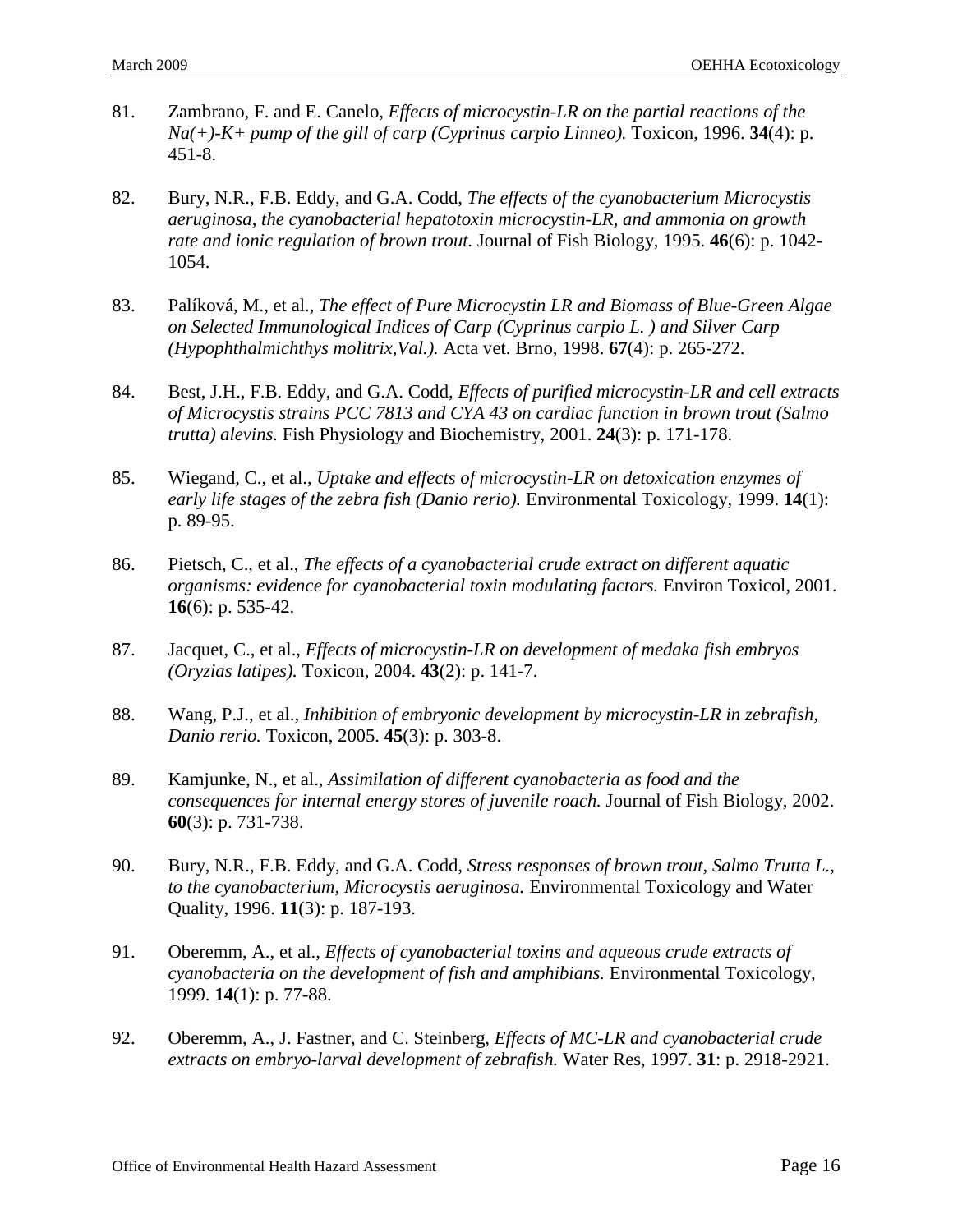81. Zambrano, F. and E. Canelo, *Effects of microcystin-LR on the partial reactions of the Na(+)-K+ pump of the gill of carp (Cyprinus carpio Linneo).* Toxicon, 1996. **34**(4): p. 451-8.

82. Bury, N.R., F.B. Eddy, and G.A. Codd, *The effects of the cyanobacterium Microcystis aeruginosa, the cyanobacterial hepatotoxin microcystin-LR, and ammonia on growth rate and ionic regulation of brown trout.* Journal of Fish Biology, 1995. **46**(6): p. 1042-1054.

83. Palíková, M., et al., *The effect of Pure Microcystin LR and Biomass of Blue-Green Algae on Selected Immunological Indices of Carp (Cyprinus carpio L. ) and Silver Carp (Hypophthalmichthys molitrix,Val.).* Acta vet. Brno, 1998. **67**(4): p. 265-272.

84. Best, J.H., F.B. Eddy, and G.A. Codd, *Effects of purified microcystin-LR and cell extracts of Microcystis strains PCC 7813 and CYA 43 on cardiac function in brown trout (Salmo trutta) alevins.* Fish Physiology and Biochemistry, 2001. **24**(3): p. 171-178.

85. Wiegand, C., et al., *Uptake and effects of microcystin-LR on detoxication enzymes of early life stages of the zebra fish (Danio rerio).* Environmental Toxicology, 1999. **14**(1): p. 89-95.

86. Pietsch, C., et al., *The effects of a cyanobacterial crude extract on different aquatic organisms: evidence for cyanobacterial toxin modulating factors.* Environ Toxicol, 2001. **16**(6): p. 535-42.

87. Jacquet, C., et al., *Effects of microcystin-LR on development of medaka fish embryos (Oryzias latipes).* Toxicon, 2004. **43**(2): p. 141-7.

88. Wang, P.J., et al., *Inhibition of embryonic development by microcystin-LR in zebrafish, Danio rerio.* Toxicon, 2005. **45**(3): p. 303-8.

89. Kamjunke, N., et al., *Assimilation of different cyanobacteria as food and the consequences for internal energy stores of juvenile roach.* Journal of Fish Biology, 2002. **60**(3): p. 731-738.

90. Bury, N.R., F.B. Eddy, and G.A. Codd, *Stress responses of brown trout, Salmo Trutta L., to the cyanobacterium, Microcystis aeruginosa.* Environmental Toxicology and Water Quality, 1996. **11**(3): p. 187-193.

91. Oberemm, A., et al., *Effects of cyanobacterial toxins and aqueous crude extracts of cyanobacteria on the development of fish and amphibians.* Environmental Toxicology, 1999. **14**(1): p. 77-88.

92. Oberemm, A., J. Fastner, and C. Steinberg, *Effects of MC-LR and cyanobacterial crude extracts on embryo-larval development of zebrafish.* Water Res, 1997. **31**: p. 2918-2921.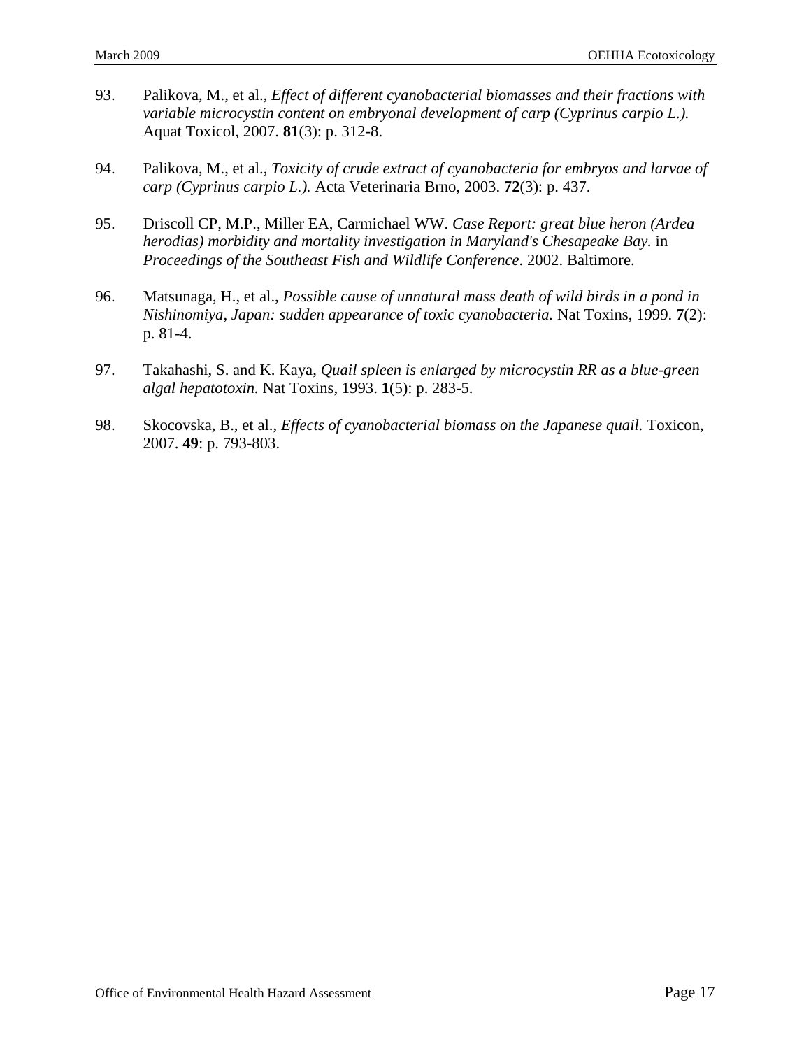93. Palikova, M., et al., *Effect of different cyanobacterial biomasses and their fractions with variable microcystin content on embryonal development of carp (Cyprinus carpio L.).* Aquat Toxicol, 2007. **81**(3): p. 312-8.

94. Palikova, M., et al., *Toxicity of crude extract of cyanobacteria for embryos and larvae of carp (Cyprinus carpio L.).* Acta Veterinaria Brno, 2003. **72**(3): p. 437.

95. Driscoll CP, M.P., Miller EA, Carmichael WW. *Case Report: great blue heron (Ardea herodias) morbidity and mortality investigation in Maryland's Chesapeake Bay.* in *Proceedings of the Southeast Fish and Wildlife Conference*. 2002. Baltimore.

96. Matsunaga, H., et al., *Possible cause of unnatural mass death of wild birds in a pond in Nishinomiya, Japan: sudden appearance of toxic cyanobacteria.* Nat Toxins, 1999. **7**(2): p. 81-4.

97. Takahashi, S. and K. Kaya, *Quail spleen is enlarged by microcystin RR as a blue-green algal hepatotoxin.* Nat Toxins, 1993. **1**(5): p. 283-5.

98. Skocovska, B., et al., *Effects of cyanobacterial biomass on the Japanese quail.* Toxicon, 2007. **49**: p. 793-803.